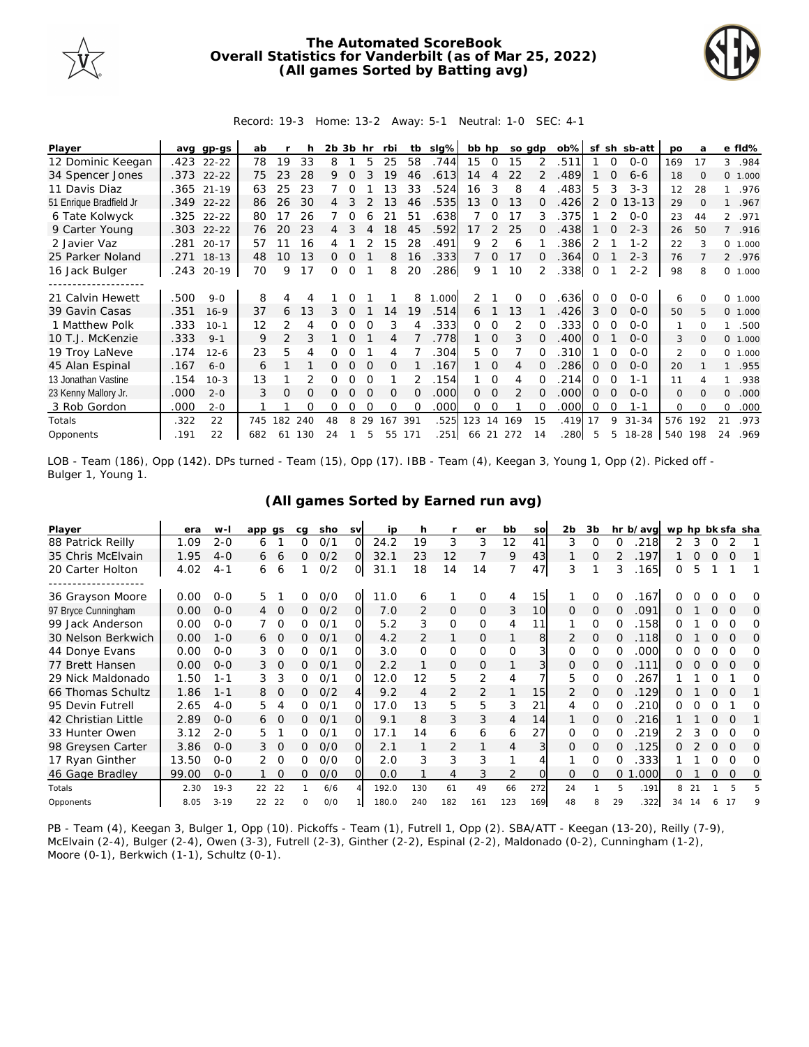# The Automated ScoreBook
## Overall Statistics for Vanderbilt (as of Mar 25, 2022)
### (All games Sorted by Batting avg)

Record: 19-3 Home: 13-2 Away: 5-1 Neutral: 1-0 SEC: 4-1

| Player | avg | gp-gs | ab | r | h | 2b | 3b | hr | rbi | tb | slg% | bb | hp | so | gdp | ob% | sf | sh | sb-att | po | a | e | fld% |
|---|---|---|---|---|---|---|---|---|---|---|---|---|---|---|---|---|---|---|---|---|---|---|---|
| 12 Dominic Keegan | .423 | 22-22 | 78 | 19 | 33 | 8 | 1 | 5 | 25 | 58 | .744 | 15 | 0 | 15 | 2 | .511 | 1 | 0 | 0-0 | 169 | 17 | 3 | .984 |
| 34 Spencer Jones | .373 | 22-22 | 75 | 23 | 28 | 9 | 0 | 3 | 19 | 46 | .613 | 14 | 4 | 22 | 2 | .489 | 1 | 0 | 6-6 | 18 | 0 | 0 | 1.000 |
| 11 Davis Diaz | .365 | 21-19 | 63 | 25 | 23 | 7 | 0 | 1 | 13 | 33 | .524 | 16 | 3 | 8 | 4 | .483 | 5 | 3 | 3-3 | 12 | 28 | 1 | .976 |
| 51 Enrique Bradfield Jr | .349 | 22-22 | 86 | 26 | 30 | 4 | 3 | 2 | 13 | 46 | .535 | 13 | 0 | 13 | 0 | .426 | 2 | 0 | 13-13 | 29 | 0 | 1 | .967 |
| 6 Tate Kolwyck | .325 | 22-22 | 80 | 17 | 26 | 7 | 0 | 6 | 21 | 51 | .638 | 7 | 0 | 17 | 3 | .375 | 1 | 2 | 0-0 | 23 | 44 | 2 | .971 |
| 9 Carter Young | .303 | 22-22 | 76 | 20 | 23 | 4 | 3 | 4 | 18 | 45 | .592 | 17 | 2 | 25 | 0 | .438 | 1 | 0 | 2-3 | 26 | 50 | 7 | .916 |
| 2 Javier Vaz | .281 | 20-17 | 57 | 11 | 16 | 4 | 1 | 2 | 15 | 28 | .491 | 9 | 2 | 6 | 1 | .386 | 2 | 1 | 1-2 | 22 | 3 | 0 | 1.000 |
| 25 Parker Noland | .271 | 18-13 | 48 | 10 | 13 | 0 | 0 | 1 | 8 | 16 | .333 | 7 | 0 | 17 | 0 | .364 | 0 | 1 | 2-3 | 76 | 7 | 2 | .976 |
| 16 Jack Bulger | .243 | 20-19 | 70 | 9 | 17 | 0 | 0 | 1 | 8 | 20 | .286 | 9 | 1 | 10 | 2 | .338 | 0 | 1 | 2-2 | 98 | 8 | 0 | 1.000 |
| -------------------- | | | | | | | | | | | | | | | | | | | | | | | |
| 21 Calvin Hewett | .500 | 9-0 | 8 | 4 | 4 | 1 | 0 | 1 | 1 | 8 | 1.000 | 2 | 1 | 0 | 0 | .636 | 0 | 0 | 0-0 | 6 | 0 | 0 | 1.000 |
| 39 Gavin Casas | .351 | 16-9 | 37 | 6 | 13 | 3 | 0 | 1 | 14 | 19 | .514 | 6 | 1 | 13 | 1 | .426 | 3 | 0 | 0-0 | 50 | 5 | 0 | 1.000 |
| 1 Matthew Polk | .333 | 10-1 | 12 | 2 | 4 | 0 | 0 | 0 | 3 | 4 | .333 | 0 | 0 | 2 | 0 | .333 | 0 | 0 | 0-0 | 1 | 0 | 1 | .500 |
| 10 T.J. McKenzie | .333 | 9-1 | 9 | 2 | 3 | 1 | 0 | 1 | 4 | 7 | .778 | 1 | 0 | 3 | 0 | .400 | 0 | 1 | 0-0 | 3 | 0 | 0 | 1.000 |
| 19 Troy LaNeve | .174 | 12-6 | 23 | 5 | 4 | 0 | 0 | 1 | 4 | 7 | .304 | 5 | 0 | 7 | 0 | .310 | 1 | 0 | 0-0 | 2 | 0 | 0 | 1.000 |
| 45 Alan Espinal | .167 | 6-0 | 6 | 1 | 1 | 0 | 0 | 0 | 0 | 1 | .167 | 1 | 0 | 4 | 0 | .286 | 0 | 0 | 0-0 | 20 | 1 | 1 | .955 |
| 13 Jonathan Vastine | .154 | 10-3 | 13 | 1 | 2 | 0 | 0 | 0 | 1 | 2 | .154 | 1 | 0 | 4 | 0 | .214 | 0 | 0 | 1-1 | 11 | 4 | 1 | .938 |
| 23 Kenny Mallory Jr. | .000 | 2-0 | 3 | 0 | 0 | 0 | 0 | 0 | 0 | 0 | .000 | 0 | 0 | 2 | 0 | .000 | 0 | 0 | 0-0 | 0 | 0 | 0 | .000 |
| 3 Rob Gordon | .000 | 2-0 | 1 | 1 | 0 | 0 | 0 | 0 | 0 | 0 | .000 | 0 | 0 | 1 | 0 | .000 | 0 | 0 | 1-1 | 0 | 0 | 0 | .000 |
| Totals | .322 | 22 | 745 | 182 | 240 | 48 | 8 | 29 | 167 | 391 | .525 | 123 | 14 | 169 | 15 | .419 | 17 | 9 | 31-34 | 576 | 192 | 21 | .973 |
| Opponents | .191 | 22 | 682 | 61 | 130 | 24 | 1 | 5 | 55 | 171 | .251 | 66 | 21 | 272 | 14 | .280 | 5 | 5 | 18-28 | 540 | 198 | 24 | .969 |

LOB - Team (186), Opp (142). DPs turned - Team (15), Opp (17). IBB - Team (4), Keegan 3, Young 1, Opp (2). Picked off - Bulger 1, Young 1.

### (All games Sorted by Earned run avg)

| Player | era | w-l | app | gs | cg | sho | sv | ip | h | r | er | bb | so | 2b | 3b | hr | b/avg | wp | hp | bk | sfa | sha |
|---|---|---|---|---|---|---|---|---|---|---|---|---|---|---|---|---|---|---|---|---|---|---|
| 88 Patrick Reilly | 1.09 | 2-0 | 6 | 1 | 0 | 0/1 | 0 | 24.2 | 19 | 3 | 3 | 12 | 41 | 3 | 0 | 0 | .218 | 2 | 3 | 0 | 2 | 1 |
| 35 Chris McElvain | 1.95 | 4-0 | 6 | 6 | 0 | 0/2 | 0 | 32.1 | 23 | 12 | 7 | 9 | 43 | 1 | 0 | 2 | .197 | 1 | 0 | 0 | 0 | 1 |
| 20 Carter Holton | 4.02 | 4-1 | 6 | 6 | 1 | 0/2 | 0 | 31.1 | 18 | 14 | 14 | 7 | 47 | 3 | 1 | 3 | .165 | 0 | 5 | 1 | 1 | 1 |
| -------------------- | | | | | | | | | | | | | | | | | | | | | | |
| 36 Grayson Moore | 0.00 | 0-0 | 5 | 1 | 0 | 0/0 | 0 | 11.0 | 6 | 1 | 0 | 4 | 15 | 1 | 0 | 0 | .167 | 0 | 0 | 0 | 0 | 0 |
| 97 Bryce Cunningham | 0.00 | 0-0 | 4 | 0 | 0 | 0/2 | 0 | 7.0 | 2 | 0 | 0 | 3 | 10 | 0 | 0 | 0 | .091 | 0 | 1 | 0 | 0 | 0 |
| 99 Jack Anderson | 0.00 | 0-0 | 7 | 0 | 0 | 0/1 | 0 | 5.2 | 3 | 0 | 0 | 4 | 11 | 1 | 0 | 0 | .158 | 0 | 1 | 0 | 0 | 0 |
| 30 Nelson Berkwich | 0.00 | 1-0 | 6 | 0 | 0 | 0/1 | 0 | 4.2 | 2 | 1 | 0 | 1 | 8 | 2 | 0 | 0 | .118 | 0 | 1 | 0 | 0 | 0 |
| 44 Donye Evans | 0.00 | 0-0 | 3 | 0 | 0 | 0/1 | 0 | 3.0 | 0 | 0 | 0 | 0 | 3 | 0 | 0 | 0 | .000 | 0 | 0 | 0 | 0 | 0 |
| 77 Brett Hansen | 0.00 | 0-0 | 3 | 0 | 0 | 0/1 | 0 | 2.2 | 1 | 0 | 0 | 1 | 3 | 0 | 0 | 0 | .111 | 0 | 0 | 0 | 0 | 0 |
| 29 Nick Maldonado | 1.50 | 1-1 | 3 | 3 | 0 | 0/1 | 0 | 12.0 | 12 | 5 | 2 | 4 | 7 | 5 | 0 | 0 | .267 | 1 | 1 | 0 | 1 | 0 |
| 66 Thomas Schultz | 1.86 | 1-1 | 8 | 0 | 0 | 0/2 | 4 | 9.2 | 4 | 2 | 2 | 1 | 15 | 2 | 0 | 0 | .129 | 0 | 1 | 0 | 0 | 1 |
| 95 Devin Futrell | 2.65 | 4-0 | 5 | 4 | 0 | 0/1 | 0 | 17.0 | 13 | 5 | 5 | 3 | 21 | 4 | 0 | 0 | .210 | 0 | 0 | 0 | 1 | 0 |
| 42 Christian Little | 2.89 | 0-0 | 6 | 0 | 0 | 0/1 | 0 | 9.1 | 8 | 3 | 3 | 4 | 14 | 1 | 0 | 0 | .216 | 1 | 1 | 0 | 0 | 1 |
| 33 Hunter Owen | 3.12 | 2-0 | 5 | 1 | 0 | 0/1 | 0 | 17.1 | 14 | 6 | 6 | 6 | 27 | 0 | 0 | 0 | .219 | 2 | 3 | 0 | 0 | 0 |
| 98 Greysen Carter | 3.86 | 0-0 | 3 | 0 | 0 | 0/0 | 0 | 2.1 | 1 | 2 | 1 | 4 | 3 | 0 | 0 | 0 | .125 | 0 | 2 | 0 | 0 | 0 |
| 17 Ryan Ginther | 13.50 | 0-0 | 2 | 0 | 0 | 0/0 | 0 | 2.0 | 3 | 3 | 3 | 1 | 4 | 1 | 0 | 0 | .333 | 1 | 1 | 0 | 0 | 0 |
| 46 Gage Bradley | 99.00 | 0-0 | 1 | 0 | 0 | 0/0 | 0 | 0.0 | 1 | 4 | 3 | 2 | 0 | 0 | 0 | 0 | 1.000 | 0 | 1 | 0 | 0 | 0 |
| Totals | 2.30 | 19-3 | 22 | 22 | 1 | 6/6 | 4 | 192.0 | 130 | 61 | 49 | 66 | 272 | 24 | 1 | 5 | .191 | 8 | 21 | 1 | 5 | 5 |
| Opponents | 8.05 | 3-19 | 22 | 22 | 0 | 0/0 | 1 | 180.0 | 240 | 182 | 161 | 123 | 169 | 48 | 8 | 29 | .322 | 34 | 14 | 6 | 17 | 9 |

PB - Team (4), Keegan 3, Bulger 1, Opp (10). Pickoffs - Team (1), Futrell 1, Opp (2). SBA/ATT - Keegan (13-20), Reilly (7-9), McElvain (2-4), Bulger (2-4), Owen (3-3), Futrell (2-3), Ginther (2-2), Espinal (2-2), Maldonado (0-2), Cunningham (1-2), Moore (0-1), Berkwich (1-1), Schultz (0-1).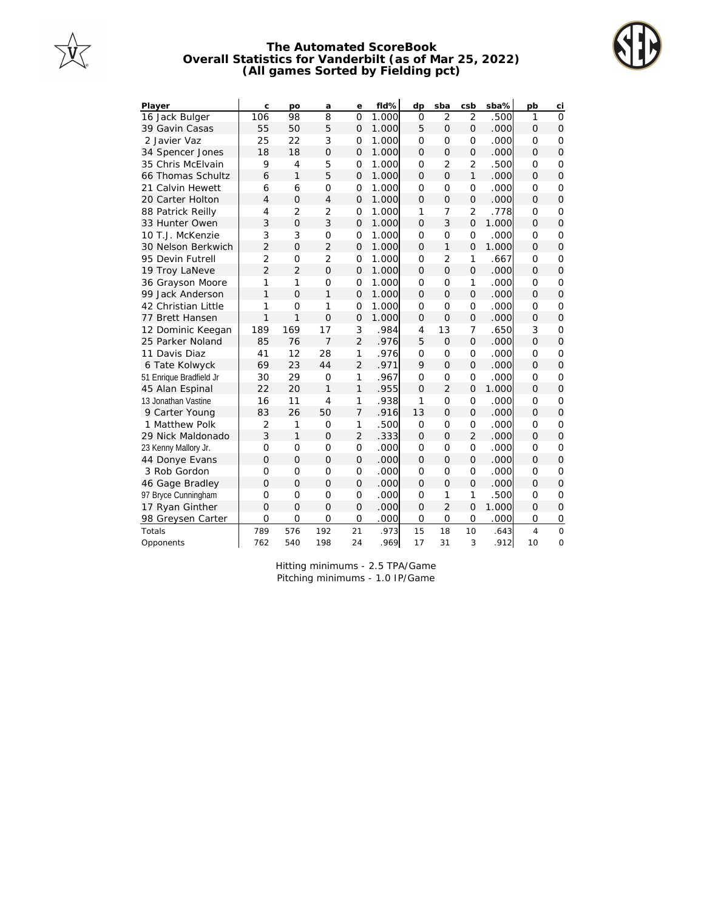# The Automated ScoreBook
## Overall Statistics for Vanderbilt (as of Mar 25, 2022)
### (All games Sorted by Fielding pct)

| Player | c | po | a | e | fld% | dp | sba | csb | sba% | pb | ci |
|---|---|---|---|---|---|---|---|---|---|---|---|
| 16 Jack Bulger | 106 | 98 | 8 | 0 | 1.000 | 0 | 2 | 2 | .500 | 1 | 0 |
| 39 Gavin Casas | 55 | 50 | 5 | 0 | 1.000 | 5 | 0 | 0 | .000 | 0 | 0 |
| 2 Javier Vaz | 25 | 22 | 3 | 0 | 1.000 | 0 | 0 | 0 | .000 | 0 | 0 |
| 34 Spencer Jones | 18 | 18 | 0 | 0 | 1.000 | 0 | 0 | 0 | .000 | 0 | 0 |
| 35 Chris McElvain | 9 | 4 | 5 | 0 | 1.000 | 0 | 2 | 2 | .500 | 0 | 0 |
| 66 Thomas Schultz | 6 | 1 | 5 | 0 | 1.000 | 0 | 0 | 1 | .000 | 0 | 0 |
| 21 Calvin Hewett | 6 | 6 | 0 | 0 | 1.000 | 0 | 0 | 0 | .000 | 0 | 0 |
| 20 Carter Holton | 4 | 0 | 4 | 0 | 1.000 | 0 | 0 | 0 | .000 | 0 | 0 |
| 88 Patrick Reilly | 4 | 2 | 2 | 0 | 1.000 | 1 | 7 | 2 | .778 | 0 | 0 |
| 33 Hunter Owen | 3 | 0 | 3 | 0 | 1.000 | 0 | 3 | 0 | 1.000 | 0 | 0 |
| 10 T.J. McKenzie | 3 | 3 | 0 | 0 | 1.000 | 0 | 0 | 0 | .000 | 0 | 0 |
| 30 Nelson Berkwich | 2 | 0 | 2 | 0 | 1.000 | 0 | 1 | 0 | 1.000 | 0 | 0 |
| 95 Devin Futrell | 2 | 0 | 2 | 0 | 1.000 | 0 | 2 | 1 | .667 | 0 | 0 |
| 19 Troy LaNeve | 2 | 2 | 0 | 0 | 1.000 | 0 | 0 | 0 | .000 | 0 | 0 |
| 36 Grayson Moore | 1 | 1 | 0 | 0 | 1.000 | 0 | 0 | 1 | .000 | 0 | 0 |
| 99 Jack Anderson | 1 | 0 | 1 | 0 | 1.000 | 0 | 0 | 0 | .000 | 0 | 0 |
| 42 Christian Little | 1 | 0 | 1 | 0 | 1.000 | 0 | 0 | 0 | .000 | 0 | 0 |
| 77 Brett Hansen | 1 | 1 | 0 | 0 | 1.000 | 0 | 0 | 0 | .000 | 0 | 0 |
| 12 Dominic Keegan | 189 | 169 | 17 | 3 | .984 | 4 | 13 | 7 | .650 | 3 | 0 |
| 25 Parker Noland | 85 | 76 | 7 | 2 | .976 | 5 | 0 | 0 | .000 | 0 | 0 |
| 11 Davis Diaz | 41 | 12 | 28 | 1 | .976 | 0 | 0 | 0 | .000 | 0 | 0 |
| 6 Tate Kolwyck | 69 | 23 | 44 | 2 | .971 | 9 | 0 | 0 | .000 | 0 | 0 |
| 51 Enrique Bradfield Jr | 30 | 29 | 0 | 1 | .967 | 0 | 0 | 0 | .000 | 0 | 0 |
| 45 Alan Espinal | 22 | 20 | 1 | 1 | .955 | 0 | 2 | 0 | 1.000 | 0 | 0 |
| 13 Jonathan Vastine | 16 | 11 | 4 | 1 | .938 | 1 | 0 | 0 | .000 | 0 | 0 |
| 9 Carter Young | 83 | 26 | 50 | 7 | .916 | 13 | 0 | 0 | .000 | 0 | 0 |
| 1 Matthew Polk | 2 | 1 | 0 | 1 | .500 | 0 | 0 | 0 | .000 | 0 | 0 |
| 29 Nick Maldonado | 3 | 1 | 0 | 2 | .333 | 0 | 0 | 2 | .000 | 0 | 0 |
| 23 Kenny Mallory Jr. | 0 | 0 | 0 | 0 | .000 | 0 | 0 | 0 | .000 | 0 | 0 |
| 44 Donye Evans | 0 | 0 | 0 | 0 | .000 | 0 | 0 | 0 | .000 | 0 | 0 |
| 3 Rob Gordon | 0 | 0 | 0 | 0 | .000 | 0 | 0 | 0 | .000 | 0 | 0 |
| 46 Gage Bradley | 0 | 0 | 0 | 0 | .000 | 0 | 0 | 0 | .000 | 0 | 0 |
| 97 Bryce Cunningham | 0 | 0 | 0 | 0 | .000 | 0 | 1 | 1 | .500 | 0 | 0 |
| 17 Ryan Ginther | 0 | 0 | 0 | 0 | .000 | 0 | 2 | 0 | 1.000 | 0 | 0 |
| 98 Greysen Carter | 0 | 0 | 0 | 0 | .000 | 0 | 0 | 0 | .000 | 0 | 0 |
| Totals | 789 | 576 | 192 | 21 | .973 | 15 | 18 | 10 | .643 | 4 | 0 |
| Opponents | 762 | 540 | 198 | 24 | .969 | 17 | 31 | 3 | .912 | 10 | 0 |

Hitting minimums - 2.5 TPA/Game
Pitching minimums - 1.0 IP/Game